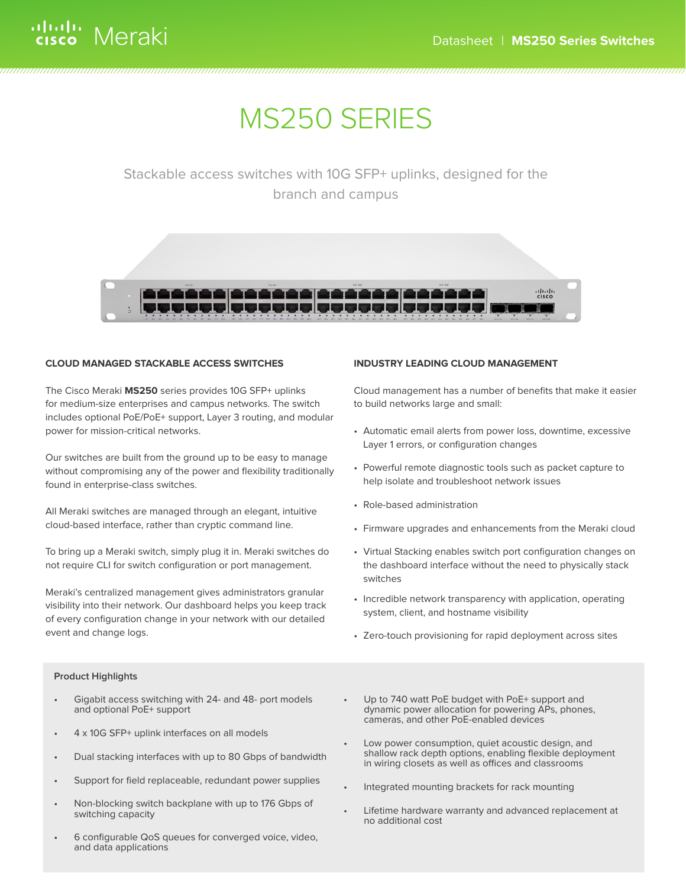# MS250 SERIES

Stackable access switches with 10G SFP+ uplinks, designed for the branch and campus

## CLOUD MANAGED STACKABLE ACCESS SWITCHES

The Cisco Meraki **MS250** series provides 10G SFP+ uplinks for medium-size enterprises and campus networks. The switch includes optional PoE/PoE+ support, Layer 3 routing, and modular power for mission-critical networks.

Our switches are built from the ground up to be easy to manage without compromising any of the power and flexibility traditionally found in enterprise-class switches.

All Meraki switches are managed through an elegant, intuitive cloud-based interface, rather than cryptic command line.

To bring up a Meraki switch, simply plug it in. Meraki switches do not require CLI for switch configuration or port management.

Meraki's centralized management gives administrators granular visibility into their network. Our dashboard helps you keep track of every configuration change in your network with our detailed event and change logs.

## INDUSTRY LEADING CLOUD MANAGEMENT

Cloud management has a number of benefits that make it easier to build networks large and small:

- Automatic email alerts from power loss, downtime, excessive Layer 1 errors, or configuration changes
- Powerful remote diagnostic tools such as packet capture to help isolate and troubleshoot network issues
- Role-based administration
- Firmware upgrades and enhancements from the Meraki cloud
- Virtual Stacking enables switch port configuration changes on the dashboard interface without the need to physically stack switches
- Incredible network transparency with application, operating system, client, and hostname visibility
- Zero-touch provisioning for rapid deployment across sites

### Product Highlights

- Gigabit access switching with 24- and 48- port models and optional PoE+ support
- 4 x 10G SFP+ uplink interfaces on all models
- Dual stacking interfaces with up to 80 Gbps of bandwidth
- Support for field replaceable, redundant power supplies
- Non-blocking switch backplane with up to 176 Gbps of switching capacity
- 6 configurable QoS queues for converged voice, video, and data applications
- Up to 740 watt PoE budget with PoE+ support and dynamic power allocation for powering APs, phones, cameras, and other PoE-enabled devices
- Low power consumption, quiet acoustic design, and shallow rack depth options, enabling flexible deployment in wiring closets as well as offices and classrooms
- Integrated mounting brackets for rack mounting
- Lifetime hardware warranty and advanced replacement at no additional cost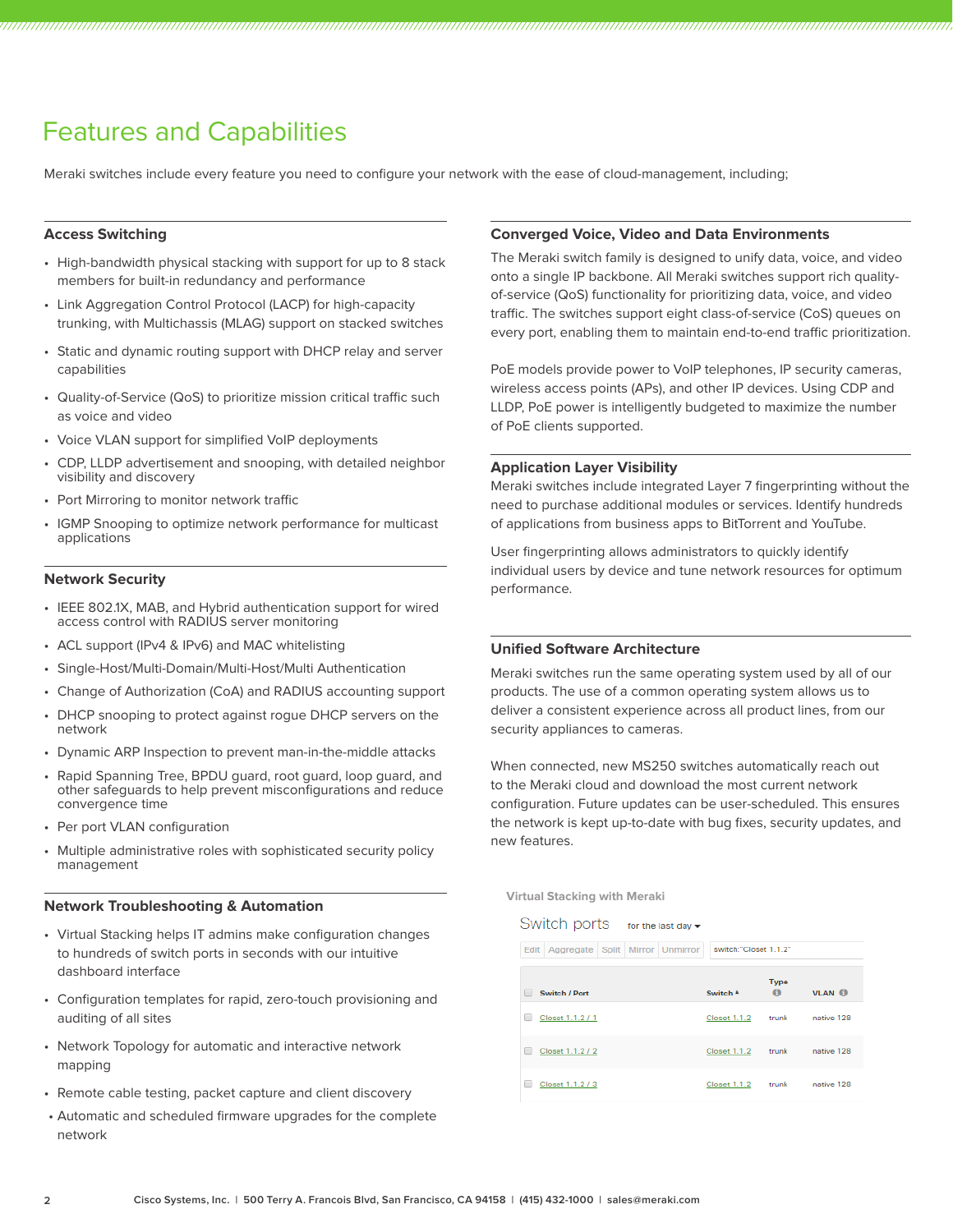# Features and Capabilities

Meraki switches include every feature you need to configure your network with the ease of cloud-management, including;

### Access Switching

- High-bandwidth physical stacking with support for up to 8 stack members for built-in redundancy and performance
- Link Aggregation Control Protocol (LACP) for high-capacity trunking, with Multichassis (MLAG) support on stacked switches
- Static and dynamic routing support with DHCP relay and server capabilities
- Quality-of-Service (QoS) to prioritize mission critical traffic such as voice and video
- Voice VLAN support for simplified VoIP deployments
- CDP, LLDP advertisement and snooping, with detailed neighbor visibility and discovery
- Port Mirroring to monitor network traffic
- IGMP Snooping to optimize network performance for multicast applications

### Network Security

- IEEE 802.1X, MAB, and Hybrid authentication support for wired access control with RADIUS server monitoring
- ACL support (IPv4 & IPv6) and MAC whitelisting
- Single-Host/Multi-Domain/Multi-Host/Multi Authentication
- Change of Authorization (CoA) and RADIUS accounting support
- DHCP snooping to protect against rogue DHCP servers on the network
- Dynamic ARP Inspection to prevent man-in-the-middle attacks
- Rapid Spanning Tree, BPDU guard, root guard, loop guard, and other safeguards to help prevent misconfigurations and reduce convergence time
- Per port VLAN configuration
- Multiple administrative roles with sophisticated security policy management

### Network Troubleshooting & Automation

- Virtual Stacking helps IT admins make configuration changes to hundreds of switch ports in seconds with our intuitive dashboard interface
- Configuration templates for rapid, zero-touch provisioning and auditing of all sites
- Network Topology for automatic and interactive network mapping
- Remote cable testing, packet capture and client discovery
- Automatic and scheduled firmware upgrades for the complete network

### Converged Voice, Video and Data Environments

The Meraki switch family is designed to unify data, voice, and video onto a single IP backbone. All Meraki switches support rich quality-of-service (QoS) functionality for prioritizing data, voice, and video traffic. The switches support eight class-of-service (CoS) queues on every port, enabling them to maintain end-to-end traffic prioritization.

PoE models provide power to VoIP telephones, IP security cameras, wireless access points (APs), and other IP devices. Using CDP and LLDP, PoE power is intelligently budgeted to maximize the number of PoE clients supported.

### Application Layer Visibility

Meraki switches include integrated Layer 7 fingerprinting without the need to purchase additional modules or services. Identify hundreds of applications from business apps to BitTorrent and YouTube.

User fingerprinting allows administrators to quickly identify individual users by device and tune network resources for optimum performance.

### Unified Software Architecture

Meraki switches run the same operating system used by all of our products. The use of a common operating system allows us to deliver a consistent experience across all product lines, from our security appliances to cameras.

When connected, new MS250 switches automatically reach out to the Meraki cloud and download the most current network configuration. Future updates can be user-scheduled. This ensures the network is kept up-to-date with bug fixes, security updates, and new features.

Virtual Stacking with Meraki

Switch ports for the last day

Edit | Aggregate | Split | Mirror | Unmirror — switch:"Closet 1.1.2"

| Switch / Port | Switch | Type | VLAN |
|---|---|---|---|
| Closet 1.1.2 / 1 | Closet 1.1.2 | trunk | native 128 |
| Closet 1.1.2 / 2 | Closet 1.1.2 | trunk | native 128 |
| Closet 1.1.2 / 3 | Closet 1.1.2 | trunk | native 128 |

Cisco Systems, Inc. | 500 Terry A. Francois Blvd, San Francisco, CA 94158 | (415) 432-1000 | sales@meraki.com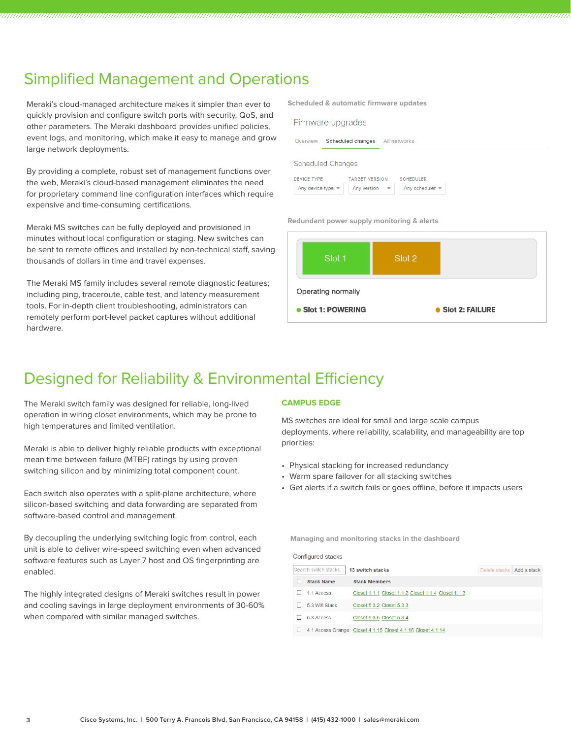# Simplified Management and Operations

Meraki's cloud-managed architecture makes it simpler than ever to quickly provision and configure switch ports with security, QoS, and other parameters. The Meraki dashboard provides unified policies, event logs, and monitoring, which make it easy to manage and grow large network deployments.

By providing a complete, robust set of management functions over the web, Meraki's cloud-based management eliminates the need for proprietary command line configuration interfaces which require expensive and time-consuming certifications.

Meraki MS switches can be fully deployed and provisioned in minutes without local configuration or staging. New switches can be sent to remote offices and installed by non-technical staff, saving thousands of dollars in time and travel expenses.

The Meraki MS family includes several remote diagnostic features; including ping, traceroute, cable test, and latency measurement tools. For in-depth client troubleshooting, administrators can remotely perform port-level packet captures without additional hardware.

**Scheduled & automatic firmware updates**

Firmware upgrades

Overview | Scheduled changes | All networks

Scheduled Changes

| DEVICE TYPE | TARGET VERSION | SCHEDULER |
|---|---|---|
| Any device type | Any version | Any scheduler |

**Redundant power supply monitoring & alerts**

Slot 1 | Slot 2

Operating normally

- Slot 1: POWERING
- Slot 2: FAILURE

# Designed for Reliability & Environmental Efficiency

The Meraki switch family was designed for reliable, long-lived operation in wiring closet environments, which may be prone to high temperatures and limited ventilation.

Meraki is able to deliver highly reliable products with exceptional mean time between failure (MTBF) ratings by using proven switching silicon and by minimizing total component count.

Each switch also operates with a split-plane architecture, where silicon-based switching and data forwarding are separated from software-based control and management.

By decoupling the underlying switching logic from control, each unit is able to deliver wire-speed switching even when advanced software features such as Layer 7 host and OS fingerprinting are enabled.

The highly integrated designs of Meraki switches result in power and cooling savings in large deployment environments of 30-60% when compared with similar managed switches.

## CAMPUS EDGE

MS switches are ideal for small and large scale campus deployments, where reliability, scalability, and manageability are top priorities:

- Physical stacking for increased redundancy
- Warm spare failover for all stacking switches
- Get alerts if a switch fails or goes offline, before it impacts users

**Managing and monitoring stacks in the dashboard**

Configured stacks

Search switch stacks... | 13 switch stacks | Delete stacks | Add a stack

| Stack Name | Stack Members |
|---|---|
| 1.1 Access | Closet 1.1.1 Closet 1.1.2 Closet 1.1.4 Closet 1.1.3 |
| 5.3 Wifi Stack | Closet 5.3.2 Closet 5.3.3 |
| 5.3 Access | Closet 5.3.5 Closet 5.3.4 |
| 4.1 Access Orange | Closet 4.1.15 Closet 4.1.16 Closet 4.1.14 |

Cisco Systems, Inc. | 500 Terry A. Francois Blvd, San Francisco, CA 94158 | (415) 432-1000 | sales@meraki.com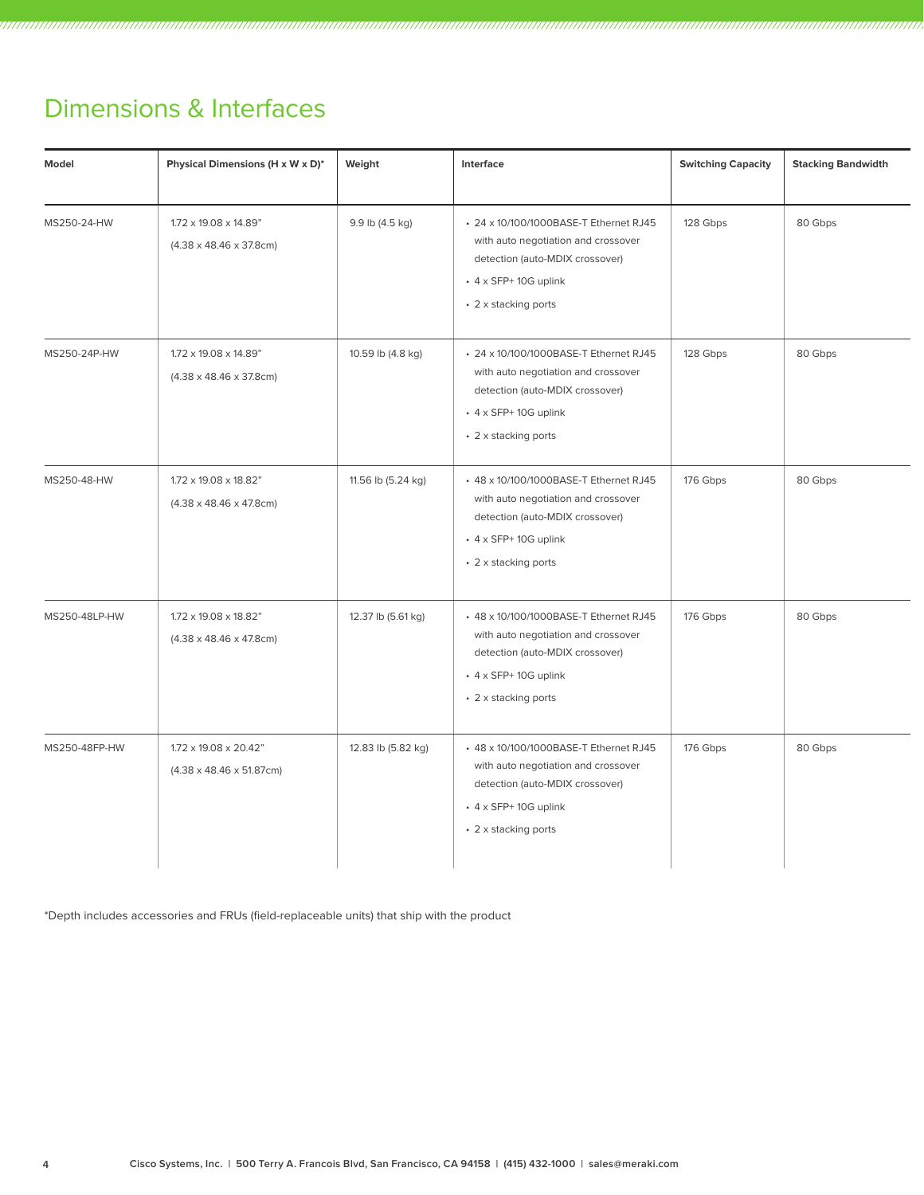## Dimensions & Interfaces

| Model | Physical Dimensions (H x W x D)* | Weight | Interface | Switching Capacity | Stacking Bandwidth |
|---|---|---|---|---|---|
| MS250-24-HW | 1.72 x 19.08 x 14.89" (4.38 x 48.46 x 37.8cm) | 9.9 lb (4.5 kg) | • 24 x 10/100/1000BASE-T Ethernet RJ45 with auto negotiation and crossover detection (auto-MDIX crossover) • 4 x SFP+ 10G uplink • 2 x stacking ports | 128 Gbps | 80 Gbps |
| MS250-24P-HW | 1.72 x 19.08 x 14.89" (4.38 x 48.46 x 37.8cm) | 10.59 lb (4.8 kg) | • 24 x 10/100/1000BASE-T Ethernet RJ45 with auto negotiation and crossover detection (auto-MDIX crossover) • 4 x SFP+ 10G uplink • 2 x stacking ports | 128 Gbps | 80 Gbps |
| MS250-48-HW | 1.72 x 19.08 x 18.82" (4.38 x 48.46 x 47.8cm) | 11.56 lb (5.24 kg) | • 48 x 10/100/1000BASE-T Ethernet RJ45 with auto negotiation and crossover detection (auto-MDIX crossover) • 4 x SFP+ 10G uplink • 2 x stacking ports | 176 Gbps | 80 Gbps |
| MS250-48LP-HW | 1.72 x 19.08 x 18.82" (4.38 x 48.46 x 47.8cm) | 12.37 lb (5.61 kg) | • 48 x 10/100/1000BASE-T Ethernet RJ45 with auto negotiation and crossover detection (auto-MDIX crossover) • 4 x SFP+ 10G uplink • 2 x stacking ports | 176 Gbps | 80 Gbps |
| MS250-48FP-HW | 1.72 x 19.08 x 20.42" (4.38 x 48.46 x 51.87cm) | 12.83 lb (5.82 kg) | • 48 x 10/100/1000BASE-T Ethernet RJ45 with auto negotiation and crossover detection (auto-MDIX crossover) • 4 x SFP+ 10G uplink • 2 x stacking ports | 176 Gbps | 80 Gbps |

*Depth includes accessories and FRUs (field-replaceable units) that ship with the product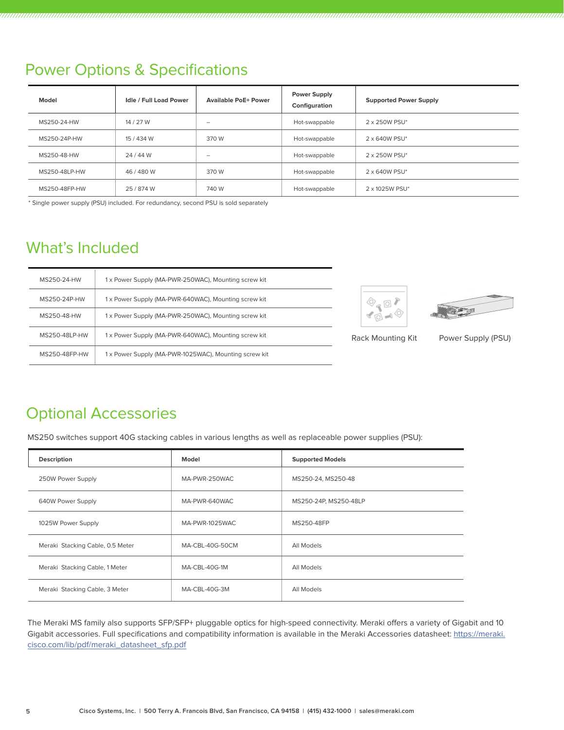## Power Options & Specifications

| Model | Idle / Full Load Power | Available PoE+ Power | Power Supply Configuration | Supported Power Supply |
|---|---|---|---|---|
| MS250-24-HW | 14 / 27 W | – | Hot-swappable | 2 x 250W PSU* |
| MS250-24P-HW | 15 / 434 W | 370 W | Hot-swappable | 2 x 640W PSU* |
| MS250-48-HW | 24 / 44 W | – | Hot-swappable | 2 x 250W PSU* |
| MS250-48LP-HW | 46 / 480 W | 370 W | Hot-swappable | 2 x 640W PSU* |
| MS250-48FP-HW | 25 / 874 W | 740 W | Hot-swappable | 2 x 1025W PSU* |

* Single power supply (PSU) included. For redundancy, second PSU is sold separately

## What's Included

| | |
|---|---|
| MS250-24-HW | 1 x Power Supply (MA-PWR-250WAC), Mounting screw kit |
| MS250-24P-HW | 1 x Power Supply (MA-PWR-640WAC), Mounting screw kit |
| MS250-48-HW | 1 x Power Supply (MA-PWR-250WAC), Mounting screw kit |
| MS250-48LP-HW | 1 x Power Supply (MA-PWR-640WAC), Mounting screw kit |
| MS250-48FP-HW | 1 x Power Supply (MA-PWR-1025WAC), Mounting screw kit |

Rack Mounting Kit

Power Supply (PSU)

## Optional Accessories

MS250 switches support 40G stacking cables in various lengths as well as replaceable power supplies (PSU):

| Description | Model | Supported Models |
|---|---|---|
| 250W Power Supply | MA-PWR-250WAC | MS250-24, MS250-48 |
| 640W Power Supply | MA-PWR-640WAC | MS250-24P, MS250-48LP |
| 1025W Power Supply | MA-PWR-1025WAC | MS250-48FP |
| Meraki Stacking Cable, 0.5 Meter | MA-CBL-40G-50CM | All Models |
| Meraki Stacking Cable, 1 Meter | MA-CBL-40G-1M | All Models |
| Meraki Stacking Cable, 3 Meter | MA-CBL-40G-3M | All Models |

The Meraki MS family also supports SFP/SFP+ pluggable optics for high-speed connectivity. Meraki offers a variety of Gigabit and 10 Gigabit accessories. Full specifications and compatibility information is available in the Meraki Accessories datasheet: https://meraki.cisco.com/lib/pdf/meraki_datasheet_sfp.pdf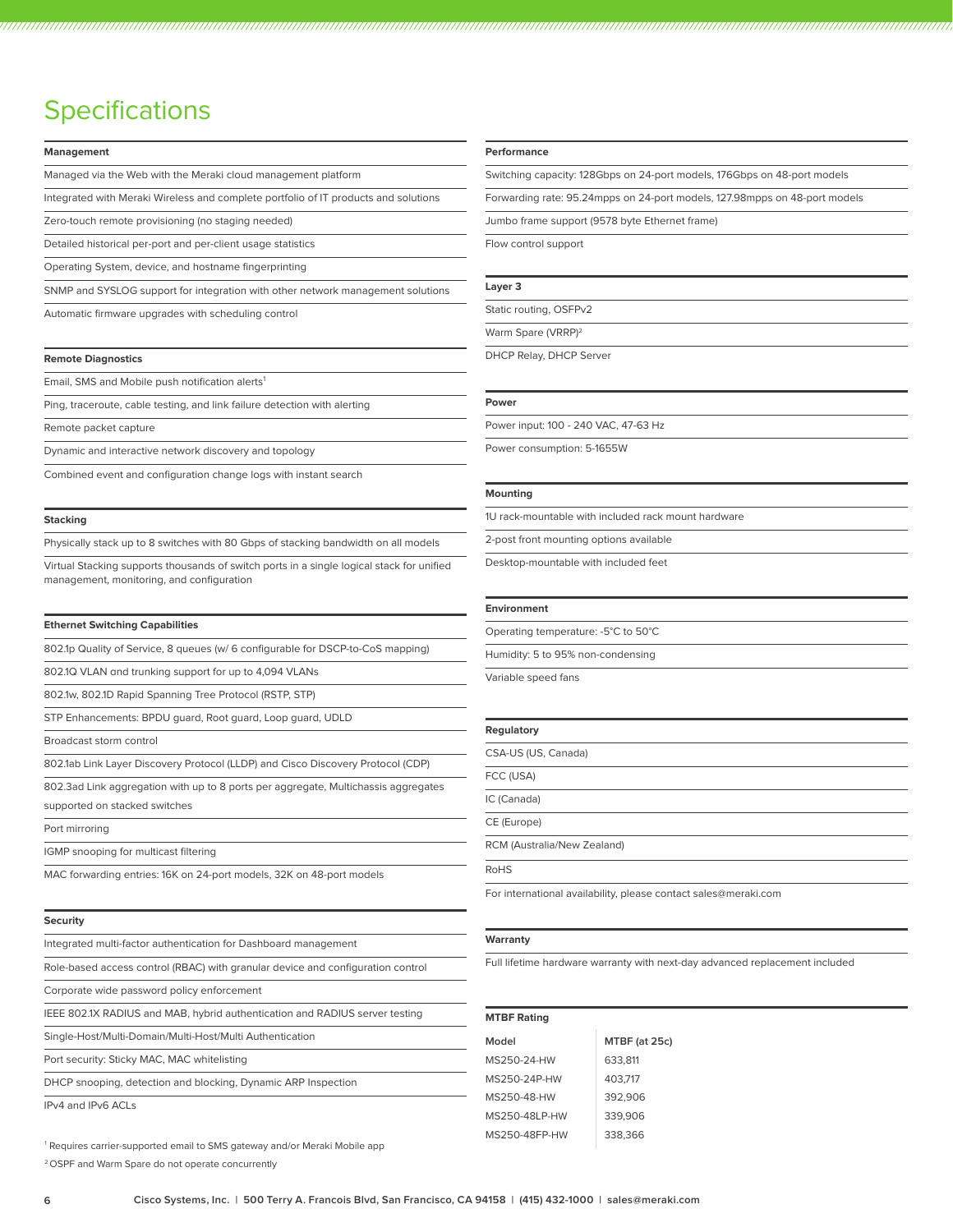# Specifications

### Management

Managed via the Web with the Meraki cloud management platform

Integrated with Meraki Wireless and complete portfolio of IT products and solutions

Zero-touch remote provisioning (no staging needed)

Detailed historical per-port and per-client usage statistics

Operating System, device, and hostname fingerprinting

SNMP and SYSLOG support for integration with other network management solutions

Automatic firmware upgrades with scheduling control

### Remote Diagnostics

Email, SMS and Mobile push notification alerts[1]

Ping, traceroute, cable testing, and link failure detection with alerting

Remote packet capture

Dynamic and interactive network discovery and topology

Combined event and configuration change logs with instant search

### Stacking

Physically stack up to 8 switches with 80 Gbps of stacking bandwidth on all models

Virtual Stacking supports thousands of switch ports in a single logical stack for unified management, monitoring, and configuration

### Ethernet Switching Capabilities

802.1p Quality of Service, 8 queues (w/ 6 configurable for DSCP-to-CoS mapping)

802.1Q VLAN and trunking support for up to 4,094 VLANs

802.1w, 802.1D Rapid Spanning Tree Protocol (RSTP, STP)

STP Enhancements: BPDU guard, Root guard, Loop guard, UDLD

Broadcast storm control

802.1ab Link Layer Discovery Protocol (LLDP) and Cisco Discovery Protocol (CDP)

802.3ad Link aggregation with up to 8 ports per aggregate, Multichassis aggregates supported on stacked switches

Port mirroring

IGMP snooping for multicast filtering

MAC forwarding entries: 16K on 24-port models, 32K on 48-port models

### Security

Integrated multi-factor authentication for Dashboard management

Role-based access control (RBAC) with granular device and configuration control

Corporate wide password policy enforcement

IEEE 802.1X RADIUS and MAB, hybrid authentication and RADIUS server testing

Single-Host/Multi-Domain/Multi-Host/Multi Authentication

Port security: Sticky MAC, MAC whitelisting

DHCP snooping, detection and blocking, Dynamic ARP Inspection

IPv4 and IPv6 ACLs

[1] Requires carrier-supported email to SMS gateway and/or Meraki Mobile app

[2] OSPF and Warm Spare do not operate concurrently

### Performance

Switching capacity: 128Gbps on 24-port models, 176Gbps on 48-port models

Forwarding rate: 95.24mpps on 24-port models, 127.98mpps on 48-port models

Jumbo frame support (9578 byte Ethernet frame)

Flow control support

### Layer 3

Static routing, OSFPv2

Warm Spare (VRRP)[2]

DHCP Relay, DHCP Server

### Power

Power input: 100 - 240 VAC, 47-63 Hz

Power consumption: 5-1655W

### Mounting

1U rack-mountable with included rack mount hardware

2-post front mounting options available

Desktop-mountable with included feet

### Environment

Operating temperature: -5°C to 50°C

Humidity: 5 to 95% non-condensing

Variable speed fans

### Regulatory

CSA-US (US, Canada)

FCC (USA)

IC (Canada)

CE (Europe)

RCM (Australia/New Zealand)

RoHS

For international availability, please contact sales@meraki.com

### Warranty

Full lifetime hardware warranty with next-day advanced replacement included

### MTBF Rating

| Model | MTBF (at 25c) |
|---|---|
| MS250-24-HW | 633,811 |
| MS250-24P-HW | 403,717 |
| MS250-48-HW | 392,906 |
| MS250-48LP-HW | 339,906 |
| MS250-48FP-HW | 338,366 |

Cisco Systems, Inc. | 500 Terry A. Francois Blvd, San Francisco, CA 94158 | (415) 432-1000 | sales@meraki.com